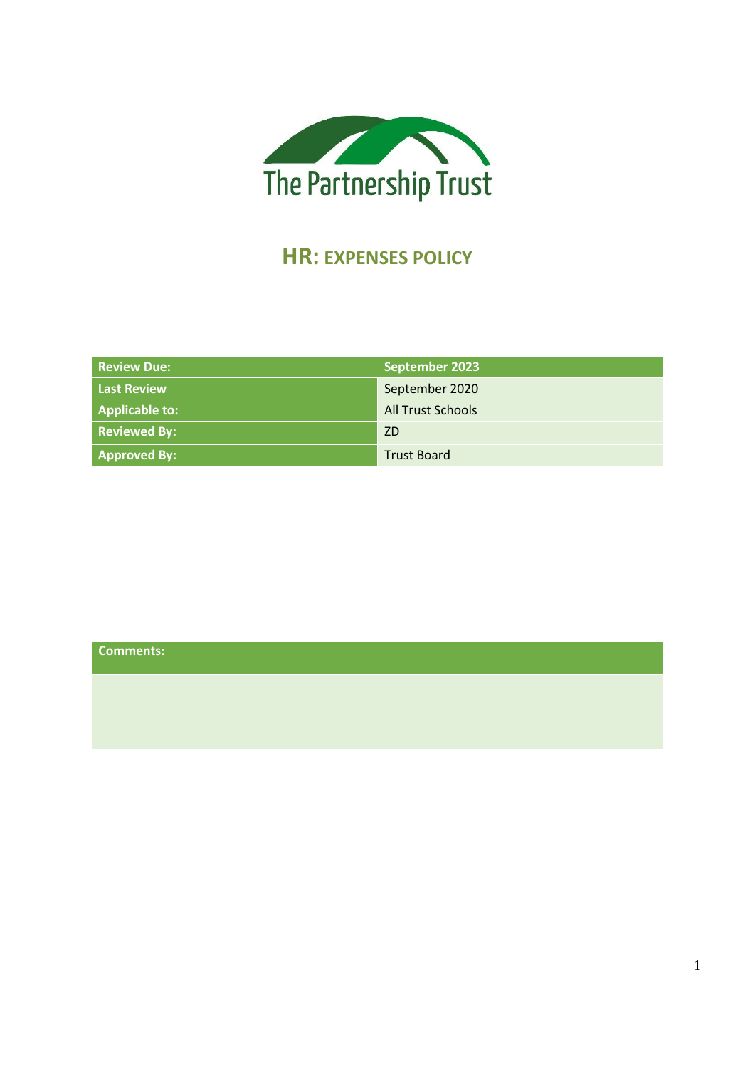The Partnership Trust

# HR: EXPENSES POLICY

| Review Due: | September 2023 |
| --- | --- |
| Last Review | September 2020 |
| Applicable to: | All Trust Schools |
| Reviewed By: | ZD |
| Approved By: | Trust Board |

| Comments: |
| --- |
| |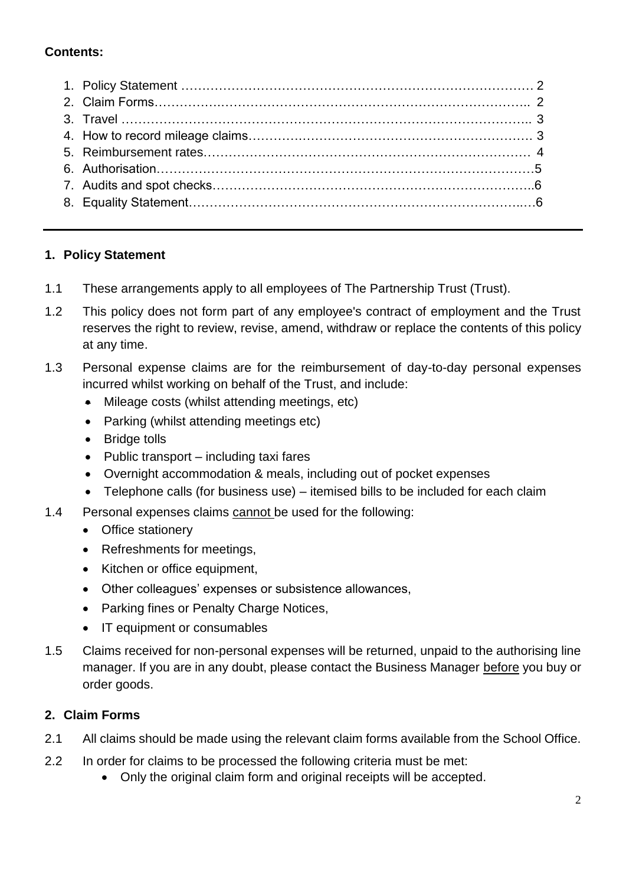**Contents:**

1. Policy Statement ………………………………………………………………………… 2
2. Claim Forms………………………………………………………………………….. 2
3. Travel ……………………………………………………………………………….. 3
4. How to record mileage claims…………………………………………………………. 3
5. Reimbursement rates……………………………………………………………….… 4
6. Authorisation…………………………………………………………………………5
7. Audits and spot checks………………………………………………………………..6
8. Equality Statement…………………………………………………………………..…6

---

## 1. Policy Statement

1.1 These arrangements apply to all employees of The Partnership Trust (Trust).

1.2 This policy does not form part of any employee's contract of employment and the Trust reserves the right to review, revise, amend, withdraw or replace the contents of this policy at any time.

1.3 Personal expense claims are for the reimbursement of day-to-day personal expenses incurred whilst working on behalf of the Trust, and include:

- Mileage costs (whilst attending meetings, etc)
- Parking (whilst attending meetings etc)
- Bridge tolls
- Public transport – including taxi fares
- Overnight accommodation & meals, including out of pocket expenses
- Telephone calls (for business use) – itemised bills to be included for each claim

1.4 Personal expenses claims cannot be used for the following:

- Office stationery
- Refreshments for meetings,
- Kitchen or office equipment,
- Other colleagues' expenses or subsistence allowances,
- Parking fines or Penalty Charge Notices,
- IT equipment or consumables

1.5 Claims received for non-personal expenses will be returned, unpaid to the authorising line manager. If you are in any doubt, please contact the Business Manager before you buy or order goods.

## 2. Claim Forms

2.1 All claims should be made using the relevant claim forms available from the School Office.

2.2 In order for claims to be processed the following criteria must be met:

- Only the original claim form and original receipts will be accepted.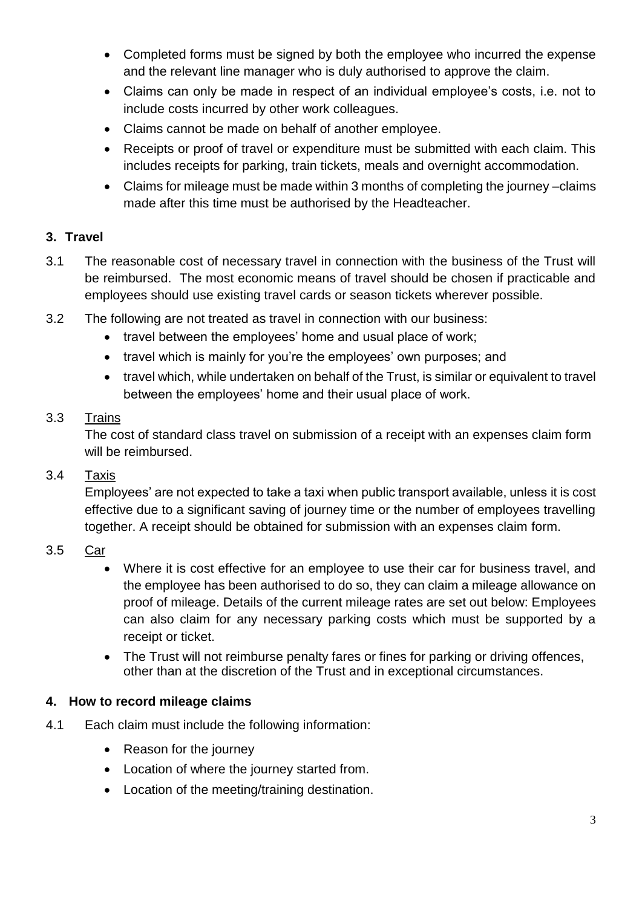- Completed forms must be signed by both the employee who incurred the expense and the relevant line manager who is duly authorised to approve the claim.
- Claims can only be made in respect of an individual employee's costs, i.e. not to include costs incurred by other work colleagues.
- Claims cannot be made on behalf of another employee.
- Receipts or proof of travel or expenditure must be submitted with each claim. This includes receipts for parking, train tickets, meals and overnight accommodation.
- Claims for mileage must be made within 3 months of completing the journey –claims made after this time must be authorised by the Headteacher.

## 3. Travel

3.1 The reasonable cost of necessary travel in connection with the business of the Trust will be reimbursed. The most economic means of travel should be chosen if practicable and employees should use existing travel cards or season tickets wherever possible.

3.2 The following are not treated as travel in connection with our business:

- travel between the employees' home and usual place of work;
- travel which is mainly for you're the employees' own purposes; and
- travel which, while undertaken on behalf of the Trust, is similar or equivalent to travel between the employees' home and their usual place of work.

3.3 Trains

The cost of standard class travel on submission of a receipt with an expenses claim form will be reimbursed.

3.4 Taxis

Employees' are not expected to take a taxi when public transport available, unless it is cost effective due to a significant saving of journey time or the number of employees travelling together. A receipt should be obtained for submission with an expenses claim form.

3.5 Car

- Where it is cost effective for an employee to use their car for business travel, and the employee has been authorised to do so, they can claim a mileage allowance on proof of mileage. Details of the current mileage rates are set out below: Employees can also claim for any necessary parking costs which must be supported by a receipt or ticket.
- The Trust will not reimburse penalty fares or fines for parking or driving offences, other than at the discretion of the Trust and in exceptional circumstances.

## 4. How to record mileage claims

4.1 Each claim must include the following information:

- Reason for the journey
- Location of where the journey started from.
- Location of the meeting/training destination.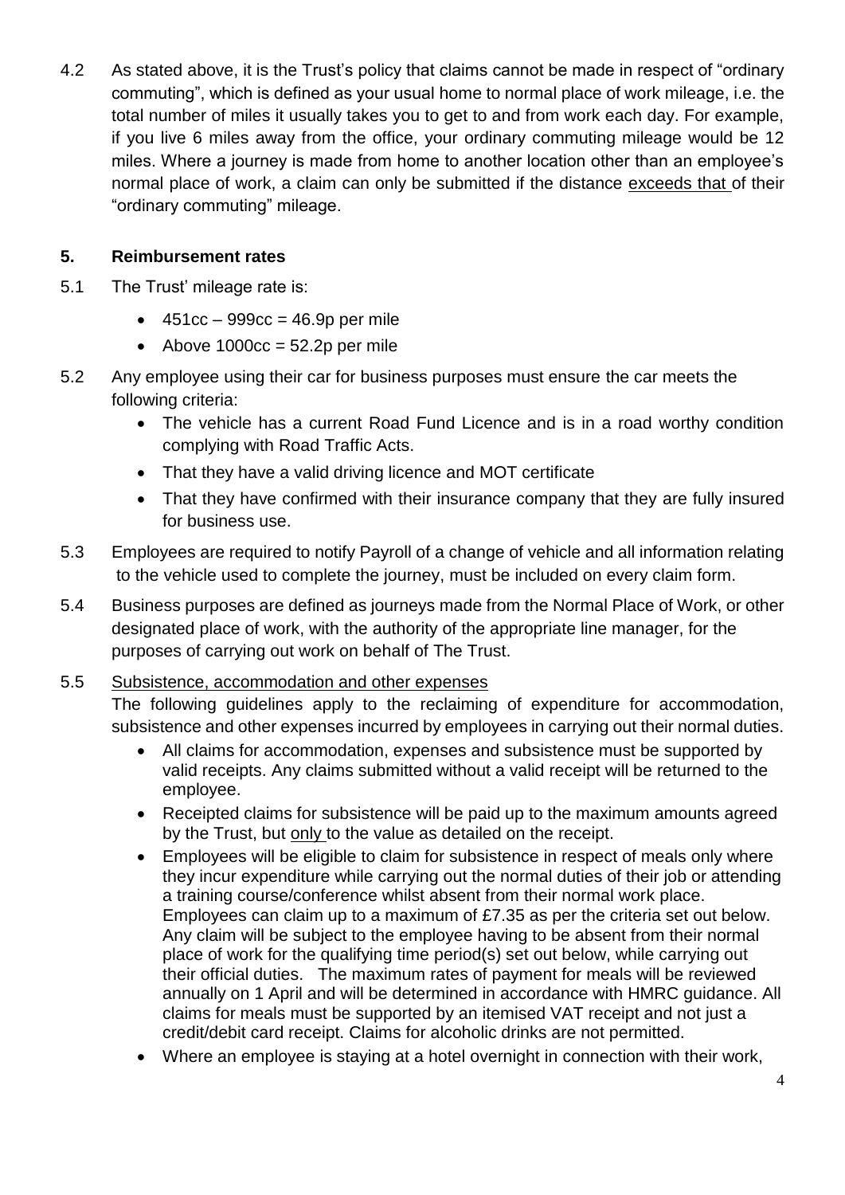4.2 As stated above, it is the Trust's policy that claims cannot be made in respect of "ordinary commuting", which is defined as your usual home to normal place of work mileage, i.e. the total number of miles it usually takes you to get to and from work each day. For example, if you live 6 miles away from the office, your ordinary commuting mileage would be 12 miles. Where a journey is made from home to another location other than an employee's normal place of work, a claim can only be submitted if the distance <u>exceeds that</u> of their "ordinary commuting" mileage.

## 5. Reimbursement rates

5.1 The Trust' mileage rate is:

- 451cc – 999cc = 46.9p per mile
- Above 1000cc = 52.2p per mile

5.2 Any employee using their car for business purposes must ensure the car meets the following criteria:

- The vehicle has a current Road Fund Licence and is in a road worthy condition complying with Road Traffic Acts.
- That they have a valid driving licence and MOT certificate
- That they have confirmed with their insurance company that they are fully insured for business use.

5.3 Employees are required to notify Payroll of a change of vehicle and all information relating to the vehicle used to complete the journey, must be included on every claim form.

5.4 Business purposes are defined as journeys made from the Normal Place of Work, or other designated place of work, with the authority of the appropriate line manager, for the purposes of carrying out work on behalf of The Trust.

5.5 <u>Subsistence, accommodation and other expenses</u>

The following guidelines apply to the reclaiming of expenditure for accommodation, subsistence and other expenses incurred by employees in carrying out their normal duties.

- All claims for accommodation, expenses and subsistence must be supported by valid receipts. Any claims submitted without a valid receipt will be returned to the employee.
- Receipted claims for subsistence will be paid up to the maximum amounts agreed by the Trust, but <u>only</u> to the value as detailed on the receipt.
- Employees will be eligible to claim for subsistence in respect of meals only where they incur expenditure while carrying out the normal duties of their job or attending a training course/conference whilst absent from their normal work place. Employees can claim up to a maximum of £7.35 as per the criteria set out below. Any claim will be subject to the employee having to be absent from their normal place of work for the qualifying time period(s) set out below, while carrying out their official duties. The maximum rates of payment for meals will be reviewed annually on 1 April and will be determined in accordance with HMRC guidance. All claims for meals must be supported by an itemised VAT receipt and not just a credit/debit card receipt. Claims for alcoholic drinks are not permitted.
- Where an employee is staying at a hotel overnight in connection with their work,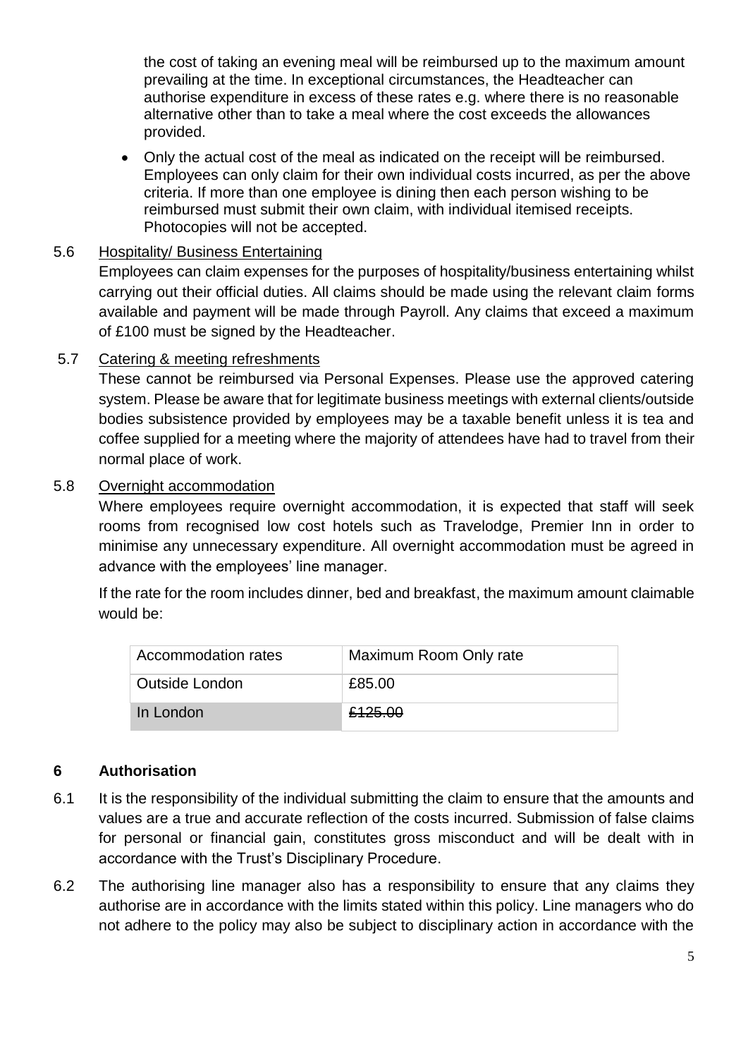the cost of taking an evening meal will be reimbursed up to the maximum amount prevailing at the time. In exceptional circumstances, the Headteacher can authorise expenditure in excess of these rates e.g. where there is no reasonable alternative other than to take a meal where the cost exceeds the allowances provided.

- Only the actual cost of the meal as indicated on the receipt will be reimbursed. Employees can only claim for their own individual costs incurred, as per the above criteria. If more than one employee is dining then each person wishing to be reimbursed must submit their own claim, with individual itemised receipts. Photocopies will not be accepted.

5.6 Hospitality/ Business Entertaining

Employees can claim expenses for the purposes of hospitality/business entertaining whilst carrying out their official duties. All claims should be made using the relevant claim forms available and payment will be made through Payroll. Any claims that exceed a maximum of £100 must be signed by the Headteacher.

5.7 Catering & meeting refreshments

These cannot be reimbursed via Personal Expenses. Please use the approved catering system. Please be aware that for legitimate business meetings with external clients/outside bodies subsistence provided by employees may be a taxable benefit unless it is tea and coffee supplied for a meeting where the majority of attendees have had to travel from their normal place of work.

5.8 Overnight accommodation

Where employees require overnight accommodation, it is expected that staff will seek rooms from recognised low cost hotels such as Travelodge, Premier Inn in order to minimise any unnecessary expenditure. All overnight accommodation must be agreed in advance with the employees' line manager.

If the rate for the room includes dinner, bed and breakfast, the maximum amount claimable would be:

| Accommodation rates | Maximum Room Only rate |
|---|---|
| Outside London | £85.00 |
| In London | ~~£125.00~~ |

## 6 Authorisation

6.1 It is the responsibility of the individual submitting the claim to ensure that the amounts and values are a true and accurate reflection of the costs incurred. Submission of false claims for personal or financial gain, constitutes gross misconduct and will be dealt with in accordance with the Trust's Disciplinary Procedure.

6.2 The authorising line manager also has a responsibility to ensure that any claims they authorise are in accordance with the limits stated within this policy. Line managers who do not adhere to the policy may also be subject to disciplinary action in accordance with the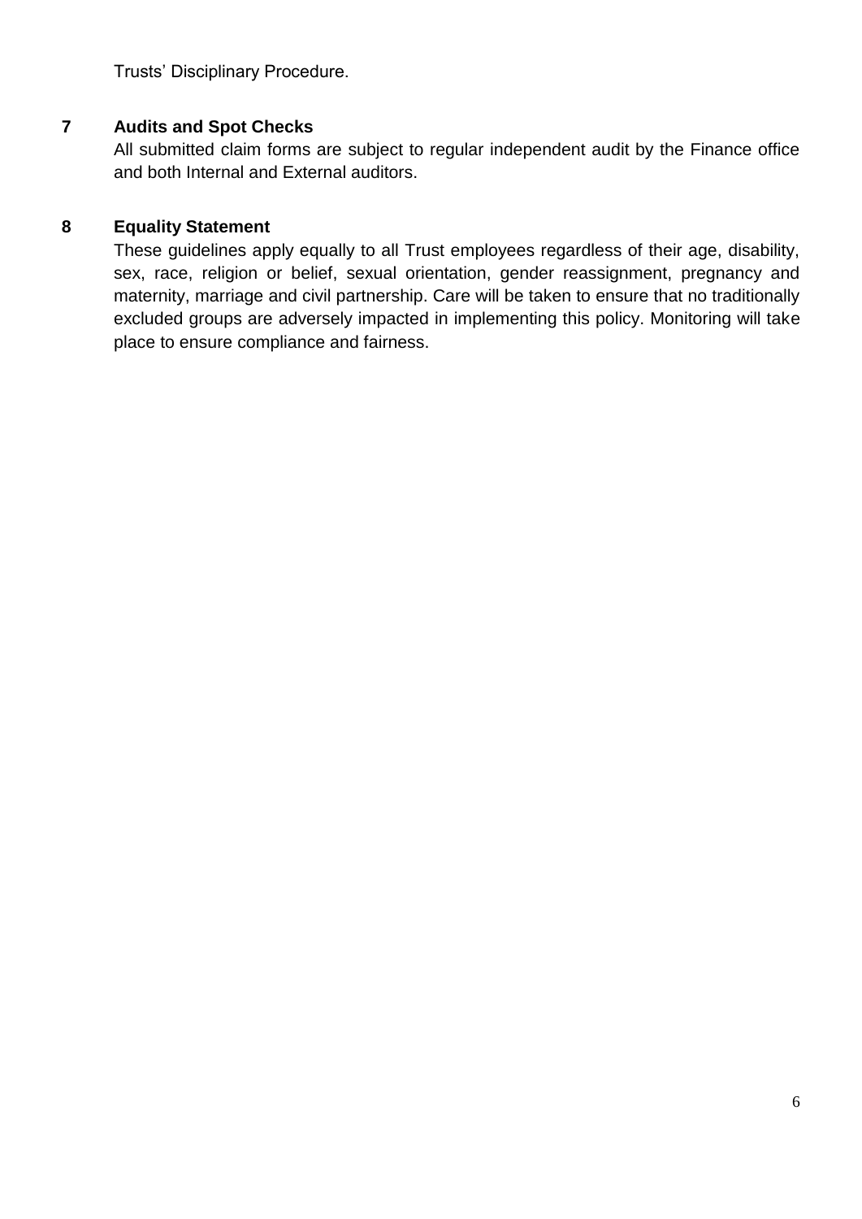Trusts' Disciplinary Procedure.

## 7 Audits and Spot Checks

All submitted claim forms are subject to regular independent audit by the Finance office and both Internal and External auditors.

## 8 Equality Statement

These guidelines apply equally to all Trust employees regardless of their age, disability, sex, race, religion or belief, sexual orientation, gender reassignment, pregnancy and maternity, marriage and civil partnership. Care will be taken to ensure that no traditionally excluded groups are adversely impacted in implementing this policy. Monitoring will take place to ensure compliance and fairness.